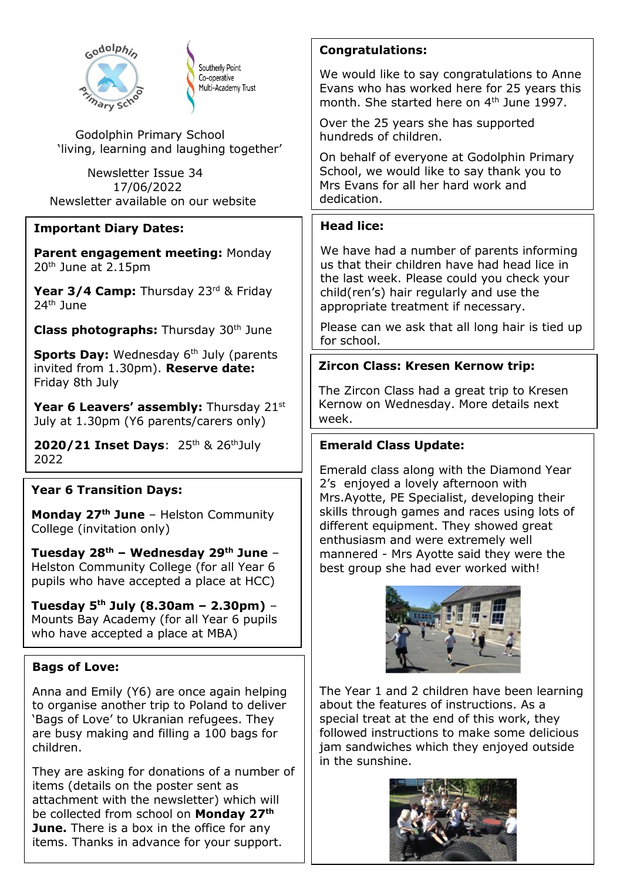Godolphin Primary School
'living, learning and laughing together'

Newsletter Issue 34
17/06/2022
Newsletter available on our website

## Important Diary Dates:

**Parent engagement meeting:** Monday 20th June at 2.15pm

**Year 3/4 Camp:** Thursday 23rd & Friday 24th June

**Class photographs:** Thursday 30th June

**Sports Day:** Wednesday 6th July (parents invited from 1.30pm). **Reserve date:** Friday 8th July

**Year 6 Leavers' assembly:** Thursday 21st July at 1.30pm (Y6 parents/carers only)

**2020/21 Inset Days**: 25th & 26th July 2022

## Year 6 Transition Days:

**Monday 27th June** – Helston Community College (invitation only)

**Tuesday 28th – Wednesday 29th June** – Helston Community College (for all Year 6 pupils who have accepted a place at HCC)

**Tuesday 5th July (8.30am – 2.30pm)** – Mounts Bay Academy (for all Year 6 pupils who have accepted a place at MBA)

## Bags of Love:

Anna and Emily (Y6) are once again helping to organise another trip to Poland to deliver 'Bags of Love' to Ukranian refugees. They are busy making and filling a 100 bags for children.

They are asking for donations of a number of items (details on the poster sent as attachment with the newsletter) which will be collected from school on **Monday 27th June.** There is a box in the office for any items. Thanks in advance for your support.

## Congratulations:

We would like to say congratulations to Anne Evans who has worked here for 25 years this month. She started here on 4th June 1997.

Over the 25 years she has supported hundreds of children.

On behalf of everyone at Godolphin Primary School, we would like to say thank you to Mrs Evans for all her hard work and dedication.

## Head lice:

We have had a number of parents informing us that their children have had head lice in the last week. Please could you check your child(ren's) hair regularly and use the appropriate treatment if necessary.

Please can we ask that all long hair is tied up for school.

## Zircon Class: Kresen Kernow trip:

The Zircon Class had a great trip to Kresen Kernow on Wednesday. More details next week.

## Emerald Class Update:

Emerald class along with the Diamond Year 2's enjoyed a lovely afternoon with Mrs.Ayotte, PE Specialist, developing their skills through games and races using lots of different equipment. They showed great enthusiasm and were extremely well mannered - Mrs Ayotte said they were the best group she had ever worked with!

The Year 1 and 2 children have been learning about the features of instructions. As a special treat at the end of this work, they followed instructions to make some delicious jam sandwiches which they enjoyed outside in the sunshine.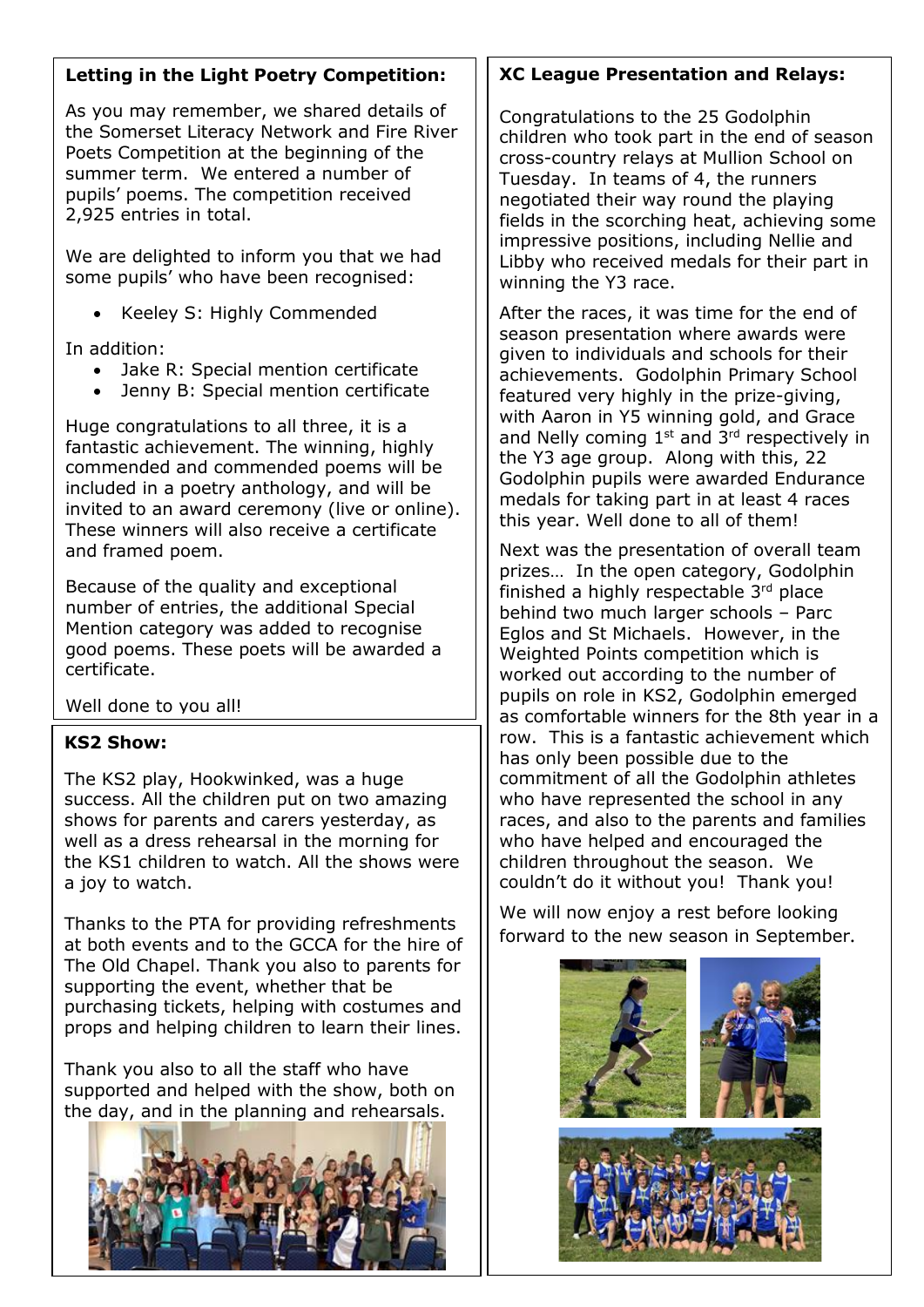## Letting in the Light Poetry Competition:

As you may remember, we shared details of the Somerset Literacy Network and Fire River Poets Competition at the beginning of the summer term. We entered a number of pupils' poems. The competition received 2,925 entries in total.

We are delighted to inform you that we had some pupils' who have been recognised:

- Keeley S: Highly Commended

In addition:

- Jake R: Special mention certificate
- Jenny B: Special mention certificate

Huge congratulations to all three, it is a fantastic achievement. The winning, highly commended and commended poems will be included in a poetry anthology, and will be invited to an award ceremony (live or online). These winners will also receive a certificate and framed poem.

Because of the quality and exceptional number of entries, the additional Special Mention category was added to recognise good poems. These poets will be awarded a certificate.

Well done to you all!

## KS2 Show:

The KS2 play, Hookwinked, was a huge success. All the children put on two amazing shows for parents and carers yesterday, as well as a dress rehearsal in the morning for the KS1 children to watch. All the shows were a joy to watch.

Thanks to the PTA for providing refreshments at both events and to the GCCA for the hire of The Old Chapel. Thank you also to parents for supporting the event, whether that be purchasing tickets, helping with costumes and props and helping children to learn their lines.

Thank you also to all the staff who have supported and helped with the show, both on the day, and in the planning and rehearsals.

## XC League Presentation and Relays:

Congratulations to the 25 Godolphin children who took part in the end of season cross-country relays at Mullion School on Tuesday. In teams of 4, the runners negotiated their way round the playing fields in the scorching heat, achieving some impressive positions, including Nellie and Libby who received medals for their part in winning the Y3 race.

After the races, it was time for the end of season presentation where awards were given to individuals and schools for their achievements. Godolphin Primary School featured very highly in the prize-giving, with Aaron in Y5 winning gold, and Grace and Nelly coming 1st and 3rd respectively in the Y3 age group. Along with this, 22 Godolphin pupils were awarded Endurance medals for taking part in at least 4 races this year. Well done to all of them!

Next was the presentation of overall team prizes… In the open category, Godolphin finished a highly respectable 3rd place behind two much larger schools – Parc Eglos and St Michaels. However, in the Weighted Points competition which is worked out according to the number of pupils on role in KS2, Godolphin emerged as comfortable winners for the 8th year in a row. This is a fantastic achievement which has only been possible due to the commitment of all the Godolphin athletes who have represented the school in any races, and also to the parents and families who have helped and encouraged the children throughout the season. We couldn't do it without you! Thank you!

We will now enjoy a rest before looking forward to the new season in September.